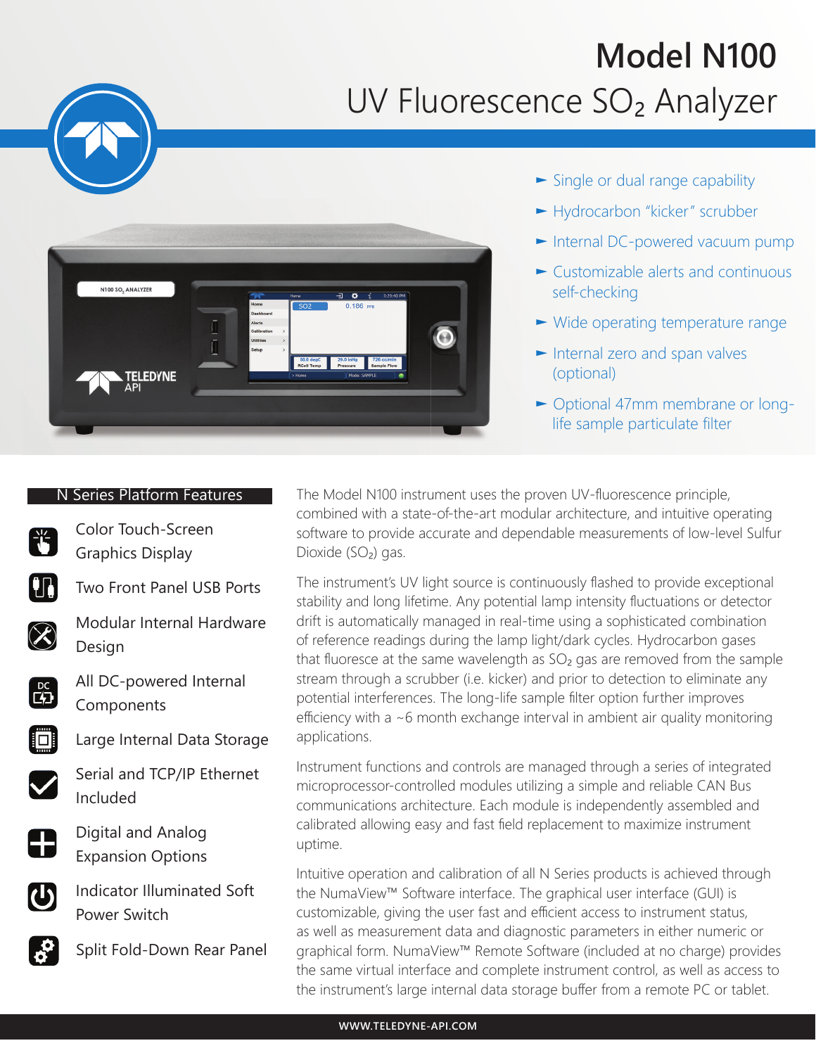# Model N100

## UV Fluorescence $SO_2$ Analyzer

- Single or dual range capability
- Hydrocarbon "kicker" scrubber
- Internal DC-powered vacuum pump
- Customizable alerts and continuous self-checking
- Wide operating temperature range
- Internal zero and span valves (optional)
- Optional 47mm membrane or long-life sample particulate filter

### N Series Platform Features

- Color Touch-Screen Graphics Display
- Two Front Panel USB Ports
- Modular Internal Hardware Design
- All DC-powered Internal Components
- Large Internal Data Storage
- Serial and TCP/IP Ethernet Included
- Digital and Analog Expansion Options
- Indicator Illuminated Soft Power Switch
- Split Fold-Down Rear Panel

The Model N100 instrument uses the proven UV-fluorescence principle, combined with a state-of-the-art modular architecture, and intuitive operating software to provide accurate and dependable measurements of low-level Sulfur Dioxide ($SO_2$) gas.

The instrument's UV light source is continuously flashed to provide exceptional stability and long lifetime. Any potential lamp intensity fluctuations or detector drift is automatically managed in real-time using a sophisticated combination of reference readings during the lamp light/dark cycles. Hydrocarbon gases that fluoresce at the same wavelength as $SO_2$ gas are removed from the sample stream through a scrubber (i.e. kicker) and prior to detection to eliminate any potential interferences. The long-life sample filter option further improves efficiency with a ~6 month exchange interval in ambient air quality monitoring applications.

Instrument functions and controls are managed through a series of integrated microprocessor-controlled modules utilizing a simple and reliable CAN Bus communications architecture. Each module is independently assembled and calibrated allowing easy and fast field replacement to maximize instrument uptime.

Intuitive operation and calibration of all N Series products is achieved through the NumaView™ Software interface. The graphical user interface (GUI) is customizable, giving the user fast and efficient access to instrument status, as well as measurement data and diagnostic parameters in either numeric or graphical form. NumaView™ Remote Software (included at no charge) provides the same virtual interface and complete instrument control, as well as access to the instrument's large internal data storage buffer from a remote PC or tablet.

WWW.TELEDYNE-API.COM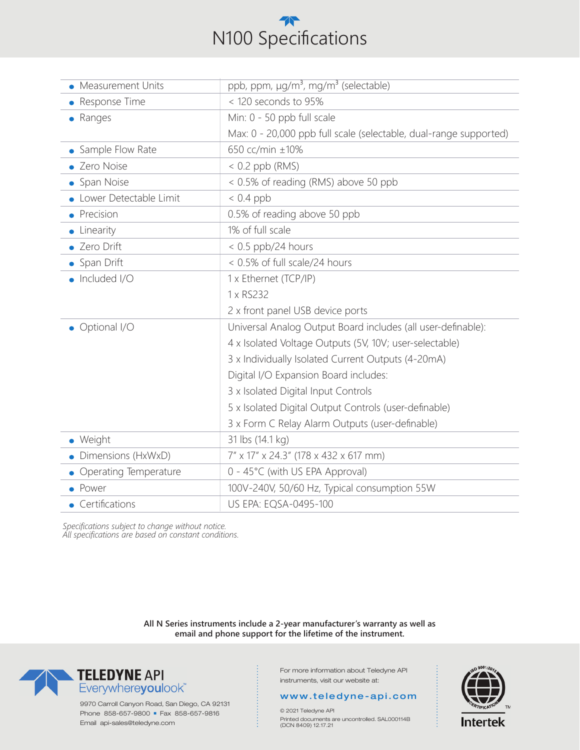# N100 Specifications

| | |
|---|---|
| Measurement Units | ppb, ppm, µg/m³, mg/m³ (selectable) |
| Response Time | < 120 seconds to 95% |
| Ranges | Min: 0 - 50 ppb full scale<br>Max: 0 - 20,000 ppb full scale (selectable, dual-range supported) |
| Sample Flow Rate | 650 cc/min ±10% |
| Zero Noise | < 0.2 ppb (RMS) |
| Span Noise | < 0.5% of reading (RMS) above 50 ppb |
| Lower Detectable Limit | < 0.4 ppb |
| Precision | 0.5% of reading above 50 ppb |
| Linearity | 1% of full scale |
| Zero Drift | < 0.5 ppb/24 hours |
| Span Drift | < 0.5% of full scale/24 hours |
| Included I/O | 1 x Ethernet (TCP/IP)<br>1 x RS232<br>2 x front panel USB device ports |
| Optional I/O | Universal Analog Output Board includes (all user-definable):<br>4 x Isolated Voltage Outputs (5V, 10V; user-selectable)<br>3 x Individually Isolated Current Outputs (4-20mA)<br>Digital I/O Expansion Board includes:<br>3 x Isolated Digital Input Controls<br>5 x Isolated Digital Output Controls (user-definable)<br>3 x Form C Relay Alarm Outputs (user-definable) |
| Weight | 31 lbs (14.1 kg) |
| Dimensions (HxWxD) | 7" x 17" x 24.3" (178 x 432 x 617 mm) |
| Operating Temperature | 0 - 45°C (with US EPA Approval) |
| Power | 100V-240V, 50/60 Hz, Typical consumption 55W |
| Certifications | US EPA: EQSA-0495-100 |

*Specifications subject to change without notice.*
*All specifications are based on constant conditions.*

**All N Series instruments include a 2-year manufacturer's warranty as well as email and phone support for the lifetime of the instrument.**

**TELEDYNE API**
Everywhereyoulook™

9970 Carroll Canyon Road, San Diego, CA 92131
Phone 858-657-9800 ▪ Fax 858-657-9816
Email api-sales@teledyne.com

For more information about Teledyne API instruments, visit our website at:

**www.teledyne-api.com**

© 2021 Teledyne API
Printed documents are uncontrolled. SAL000114B (DCN 8409) 12.17.21

ISO 9001:2015 CERTIFICATION
Intertek